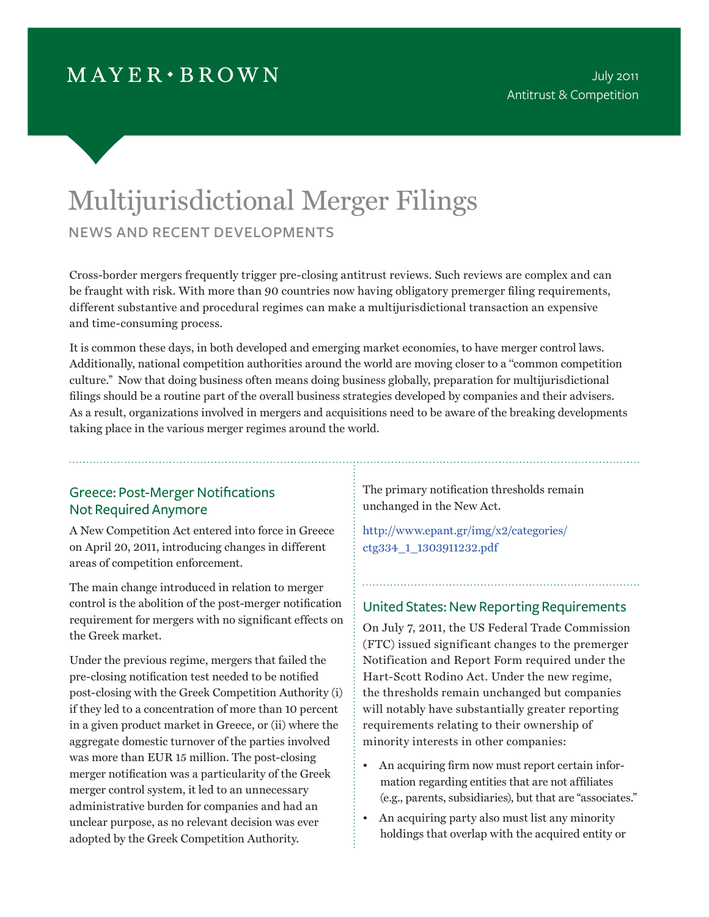MAYER • BROWN

July 2011
Antitrust & Competition

# Multijurisdictional Merger Filings

## NEWS AND RECENT DEVELOPMENTS

Cross-border mergers frequently trigger pre-closing antitrust reviews. Such reviews are complex and can be fraught with risk. With more than 90 countries now having obligatory premerger filing requirements, different substantive and procedural regimes can make a multijurisdictional transaction an expensive and time-consuming process.

It is common these days, in both developed and emerging market economies, to have merger control laws. Additionally, national competition authorities around the world are moving closer to a "common competition culture." Now that doing business often means doing business globally, preparation for multijurisdictional filings should be a routine part of the overall business strategies developed by companies and their advisers. As a result, organizations involved in mergers and acquisitions need to be aware of the breaking developments taking place in the various merger regimes around the world.

### Greece: Post-Merger Notifications Not Required Anymore

A New Competition Act entered into force in Greece on April 20, 2011, introducing changes in different areas of competition enforcement.

The main change introduced in relation to merger control is the abolition of the post-merger notification requirement for mergers with no significant effects on the Greek market.

Under the previous regime, mergers that failed the pre-closing notification test needed to be notified post-closing with the Greek Competition Authority (i) if they led to a concentration of more than 10 percent in a given product market in Greece, or (ii) where the aggregate domestic turnover of the parties involved was more than EUR 15 million. The post-closing merger notification was a particularity of the Greek merger control system, it led to an unnecessary administrative burden for companies and had an unclear purpose, as no relevant decision was ever adopted by the Greek Competition Authority.

The primary notification thresholds remain unchanged in the New Act.

http://www.epant.gr/img/x2/categories/ctg334_1_1303911232.pdf

### United States: New Reporting Requirements

On July 7, 2011, the US Federal Trade Commission (FTC) issued significant changes to the premerger Notification and Report Form required under the Hart-Scott Rodino Act. Under the new regime, the thresholds remain unchanged but companies will notably have substantially greater reporting requirements relating to their ownership of minority interests in other companies:

- An acquiring firm now must report certain information regarding entities that are not affiliates (e.g., parents, subsidiaries), but that are "associates."
- An acquiring party also must list any minority holdings that overlap with the acquired entity or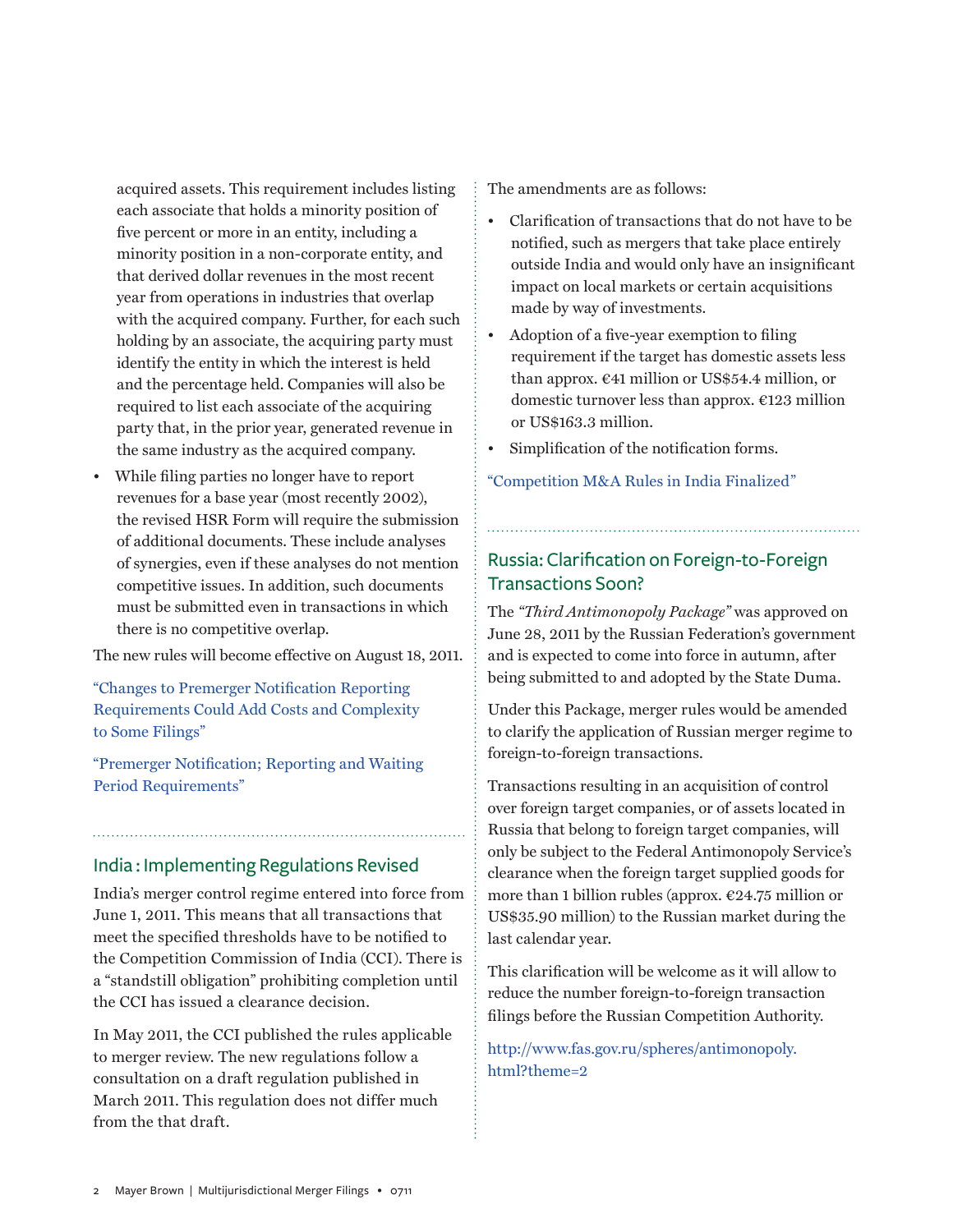acquired assets. This requirement includes listing each associate that holds a minority position of five percent or more in an entity, including a minority position in a non-corporate entity, and that derived dollar revenues in the most recent year from operations in industries that overlap with the acquired company. Further, for each such holding by an associate, the acquiring party must identify the entity in which the interest is held and the percentage held. Companies will also be required to list each associate of the acquiring party that, in the prior year, generated revenue in the same industry as the acquired company.

- While filing parties no longer have to report revenues for a base year (most recently 2002), the revised HSR Form will require the submission of additional documents. These include analyses of synergies, even if these analyses do not mention competitive issues. In addition, such documents must be submitted even in transactions in which there is no competitive overlap.

The new rules will become effective on August 18, 2011.

"Changes to Premerger Notification Reporting Requirements Could Add Costs and Complexity to Some Filings"

"Premerger Notification; Reporting and Waiting Period Requirements"

## India : Implementing Regulations Revised

India's merger control regime entered into force from June 1, 2011. This means that all transactions that meet the specified thresholds have to be notified to the Competition Commission of India (CCI). There is a "standstill obligation" prohibiting completion until the CCI has issued a clearance decision.

In May 2011, the CCI published the rules applicable to merger review. The new regulations follow a consultation on a draft regulation published in March 2011. This regulation does not differ much from the that draft.

The amendments are as follows:

- Clarification of transactions that do not have to be notified, such as mergers that take place entirely outside India and would only have an insignificant impact on local markets or certain acquisitions made by way of investments.
- Adoption of a five-year exemption to filing requirement if the target has domestic assets less than approx. €41 million or US$54.4 million, or domestic turnover less than approx. €123 million or US$163.3 million.
- Simplification of the notification forms.

"Competition M&A Rules in India Finalized"

## Russia: Clarification on Foreign-to-Foreign Transactions Soon?

The *"Third Antimonopoly Package"* was approved on June 28, 2011 by the Russian Federation's government and is expected to come into force in autumn, after being submitted to and adopted by the State Duma.

Under this Package, merger rules would be amended to clarify the application of Russian merger regime to foreign-to-foreign transactions.

Transactions resulting in an acquisition of control over foreign target companies, or of assets located in Russia that belong to foreign target companies, will only be subject to the Federal Antimonopoly Service's clearance when the foreign target supplied goods for more than 1 billion rubles (approx. €24.75 million or US$35.90 million) to the Russian market during the last calendar year.

This clarification will be welcome as it will allow to reduce the number foreign-to-foreign transaction filings before the Russian Competition Authority.

http://www.fas.gov.ru/spheres/antimonopoly.html?theme=2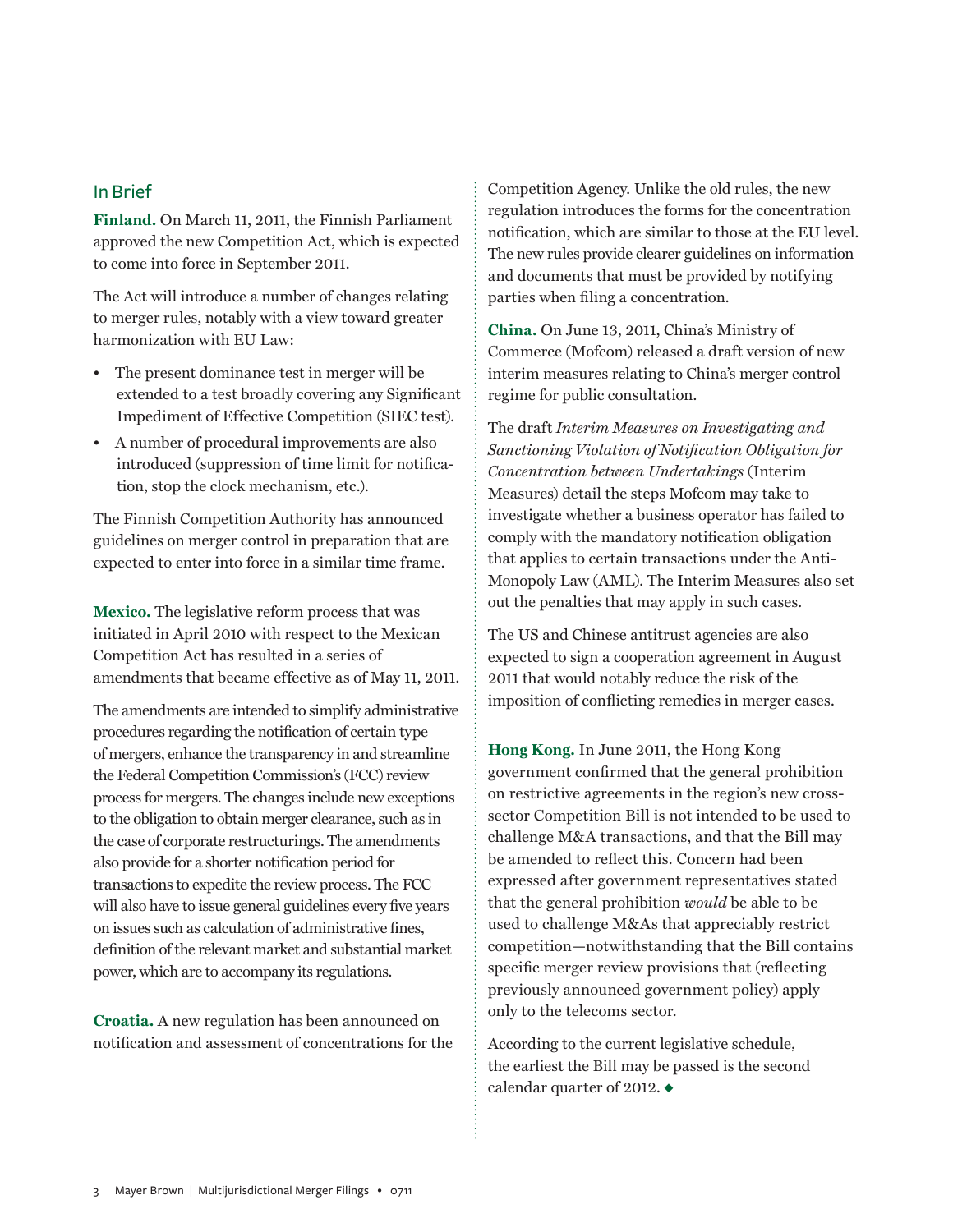## In Brief

**Finland.** On March 11, 2011, the Finnish Parliament approved the new Competition Act, which is expected to come into force in September 2011.

The Act will introduce a number of changes relating to merger rules, notably with a view toward greater harmonization with EU Law:

- The present dominance test in merger will be extended to a test broadly covering any Significant Impediment of Effective Competition (SIEC test).
- A number of procedural improvements are also introduced (suppression of time limit for notification, stop the clock mechanism, etc.).

The Finnish Competition Authority has announced guidelines on merger control in preparation that are expected to enter into force in a similar time frame.

**Mexico.** The legislative reform process that was initiated in April 2010 with respect to the Mexican Competition Act has resulted in a series of amendments that became effective as of May 11, 2011.

The amendments are intended to simplify administrative procedures regarding the notification of certain type of mergers, enhance the transparency in and streamline the Federal Competition Commission's (FCC) review process for mergers. The changes include new exceptions to the obligation to obtain merger clearance, such as in the case of corporate restructurings. The amendments also provide for a shorter notification period for transactions to expedite the review process. The FCC will also have to issue general guidelines every five years on issues such as calculation of administrative fines, definition of the relevant market and substantial market power, which are to accompany its regulations.

**Croatia.** A new regulation has been announced on notification and assessment of concentrations for the Competition Agency. Unlike the old rules, the new regulation introduces the forms for the concentration notification, which are similar to those at the EU level. The new rules provide clearer guidelines on information and documents that must be provided by notifying parties when filing a concentration.

**China.** On June 13, 2011, China's Ministry of Commerce (Mofcom) released a draft version of new interim measures relating to China's merger control regime for public consultation.

The draft *Interim Measures on Investigating and Sanctioning Violation of Notification Obligation for Concentration between Undertakings* (Interim Measures) detail the steps Mofcom may take to investigate whether a business operator has failed to comply with the mandatory notification obligation that applies to certain transactions under the Anti-Monopoly Law (AML). The Interim Measures also set out the penalties that may apply in such cases.

The US and Chinese antitrust agencies are also expected to sign a cooperation agreement in August 2011 that would notably reduce the risk of the imposition of conflicting remedies in merger cases.

**Hong Kong.** In June 2011, the Hong Kong government confirmed that the general prohibition on restrictive agreements in the region's new cross-sector Competition Bill is not intended to be used to challenge M&A transactions, and that the Bill may be amended to reflect this. Concern had been expressed after government representatives stated that the general prohibition *would* be able to be used to challenge M&As that appreciably restrict competition—notwithstanding that the Bill contains specific merger review provisions that (reflecting previously announced government policy) apply only to the telecoms sector.

According to the current legislative schedule, the earliest the Bill may be passed is the second calendar quarter of 2012. ◆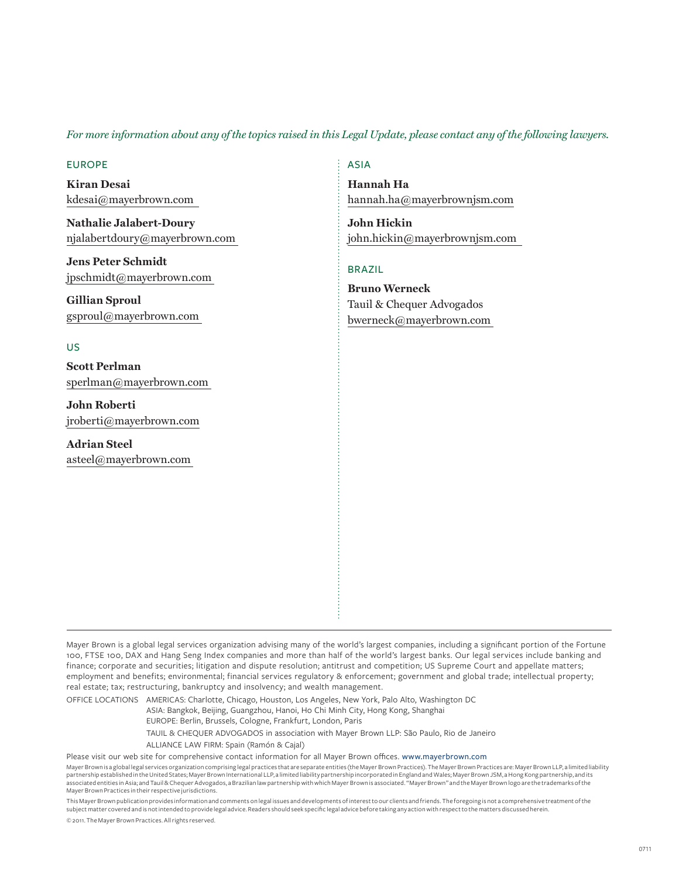*For more information about any of the topics raised in this Legal Update, please contact any of the following lawyers.*

## EUROPE

**Kiran Desai**
kdesai@mayerbrown.com

**Nathalie Jalabert-Doury**
njalabertdoury@mayerbrown.com

**Jens Peter Schmidt**
jpschmidt@mayerbrown.com

**Gillian Sproul**
gsproul@mayerbrown.com

## US

**Scott Perlman**
sperlman@mayerbrown.com

**John Roberti**
jroberti@mayerbrown.com

**Adrian Steel**
asteel@mayerbrown.com

## ASIA

**Hannah Ha**
hannah.ha@mayerbrownjsm.com

**John Hickin**
john.hickin@mayerbrownjsm.com

## BRAZIL

**Bruno Werneck**
Tauil & Chequer Advogados
bwerneck@mayerbrown.com

---

Mayer Brown is a global legal services organization advising many of the world's largest companies, including a significant portion of the Fortune 100, FTSE 100, DAX and Hang Seng Index companies and more than half of the world's largest banks. Our legal services include banking and finance; corporate and securities; litigation and dispute resolution; antitrust and competition; US Supreme Court and appellate matters; employment and benefits; environmental; financial services regulatory & enforcement; government and global trade; intellectual property; real estate; tax; restructuring, bankruptcy and insolvency; and wealth management.

OFFICE LOCATIONS AMERICAS: Charlotte, Chicago, Houston, Los Angeles, New York, Palo Alto, Washington DC
ASIA: Bangkok, Beijing, Guangzhou, Hanoi, Ho Chi Minh City, Hong Kong, Shanghai
EUROPE: Berlin, Brussels, Cologne, Frankfurt, London, Paris
TAUIL & CHEQUER ADVOGADOS in association with Mayer Brown LLP: São Paulo, Rio de Janeiro
ALLIANCE LAW FIRM: Spain (Ramón & Cajal)

Please visit our web site for comprehensive contact information for all Mayer Brown offices. www.mayerbrown.com

Mayer Brown is a global legal services organization comprising legal practices that are separate entities (the Mayer Brown Practices). The Mayer Brown Practices are: Mayer Brown LLP, a limited liability partnership established in the United States; Mayer Brown International LLP, a limited liability partnership incorporated in England and Wales; Mayer Brown JSM, a Hong Kong partnership, and its associated entities in Asia; and Tauil & Chequer Advogados, a Brazilian law partnership with which Mayer Brown is associated. "Mayer Brown" and the Mayer Brown logo are the trademarks of the Mayer Brown Practices in their respective jurisdictions.

This Mayer Brown publication provides information and comments on legal issues and developments of interest to our clients and friends. The foregoing is not a comprehensive treatment of the subject matter covered and is not intended to provide legal advice. Readers should seek specific legal advice before taking any action with respect to the matters discussed herein.

© 2011. The Mayer Brown Practices. All rights reserved.

0711